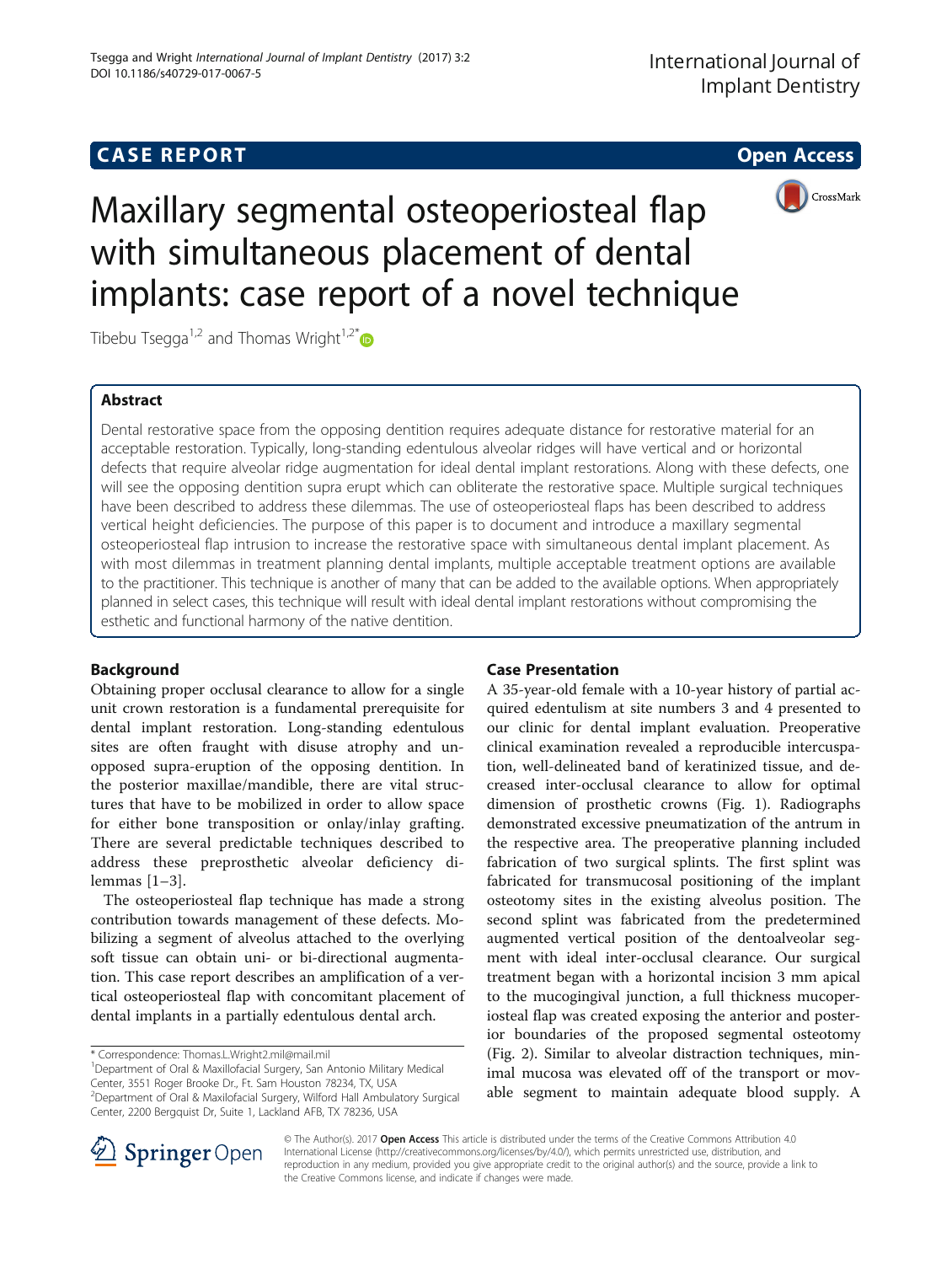**CASE REPORT** **Open Access**

# Maxillary segmental osteoperiosteal flap with simultaneous placement of dental implants: case report of a novel technique

Tibebu Tsegga[1,2] and Thomas Wright[1,2*]

## Abstract

Dental restorative space from the opposing dentition requires adequate distance for restorative material for an acceptable restoration. Typically, long-standing edentulous alveolar ridges will have vertical and or horizontal defects that require alveolar ridge augmentation for ideal dental implant restorations. Along with these defects, one will see the opposing dentition supra erupt which can obliterate the restorative space. Multiple surgical techniques have been described to address these dilemmas. The use of osteoperiosteal flaps has been described to address vertical height deficiencies. The purpose of this paper is to document and introduce a maxillary segmental osteoperiosteal flap intrusion to increase the restorative space with simultaneous dental implant placement. As with most dilemmas in treatment planning dental implants, multiple acceptable treatment options are available to the practitioner. This technique is another of many that can be added to the available options. When appropriately planned in select cases, this technique will result with ideal dental implant restorations without compromising the esthetic and functional harmony of the native dentition.

## Background

Obtaining proper occlusal clearance to allow for a single unit crown restoration is a fundamental prerequisite for dental implant restoration. Long-standing edentulous sites are often fraught with disuse atrophy and unopposed supra-eruption of the opposing dentition. In the posterior maxillae/mandible, there are vital structures that have to be mobilized in order to allow space for either bone transposition or onlay/inlay grafting. There are several predictable techniques described to address these preprosthetic alveolar deficiency dilemmas [1–3].

The osteoperiosteal flap technique has made a strong contribution towards management of these defects. Mobilizing a segment of alveolus attached to the overlying soft tissue can obtain uni- or bi-directional augmentation. This case report describes an amplification of a vertical osteoperiosteal flap with concomitant placement of dental implants in a partially edentulous dental arch.

## Case Presentation

A 35-year-old female with a 10-year history of partial acquired edentulism at site numbers 3 and 4 presented to our clinic for dental implant evaluation. Preoperative clinical examination revealed a reproducible intercuspation, well-delineated band of keratinized tissue, and decreased inter-occlusal clearance to allow for optimal dimension of prosthetic crowns (Fig. 1). Radiographs demonstrated excessive pneumatization of the antrum in the respective area. The preoperative planning included fabrication of two surgical splints. The first splint was fabricated for transmucosal positioning of the implant osteotomy sites in the existing alveolus position. The second splint was fabricated from the predetermined augmented vertical position of the dentoalveolar segment with ideal inter-occlusal clearance. Our surgical treatment began with a horizontal incision 3 mm apical to the mucogingival junction, a full thickness mucoperiosteal flap was created exposing the anterior and posterior boundaries of the proposed segmental osteotomy (Fig. 2). Similar to alveolar distraction techniques, minimal mucosa was elevated off of the transport or movable segment to maintain adequate blood supply. A

\* Correspondence: Thomas.L.Wright2.mil@mail.mil

[1]Department of Oral & Maxillofacial Surgery, San Antonio Military Medical Center, 3551 Roger Brooke Dr., Ft. Sam Houston 78234, TX, USA

[2]Department of Oral & Maxilofacial Surgery, Wilford Hall Ambulatory Surgical Center, 2200 Bergquist Dr, Suite 1, Lackland AFB, TX 78236, USA

© The Author(s). 2017 **Open Access** This article is distributed under the terms of the Creative Commons Attribution 4.0 International License (http://creativecommons.org/licenses/by/4.0/), which permits unrestricted use, distribution, and reproduction in any medium, provided you give appropriate credit to the original author(s) and the source, provide a link to the Creative Commons license, and indicate if changes were made.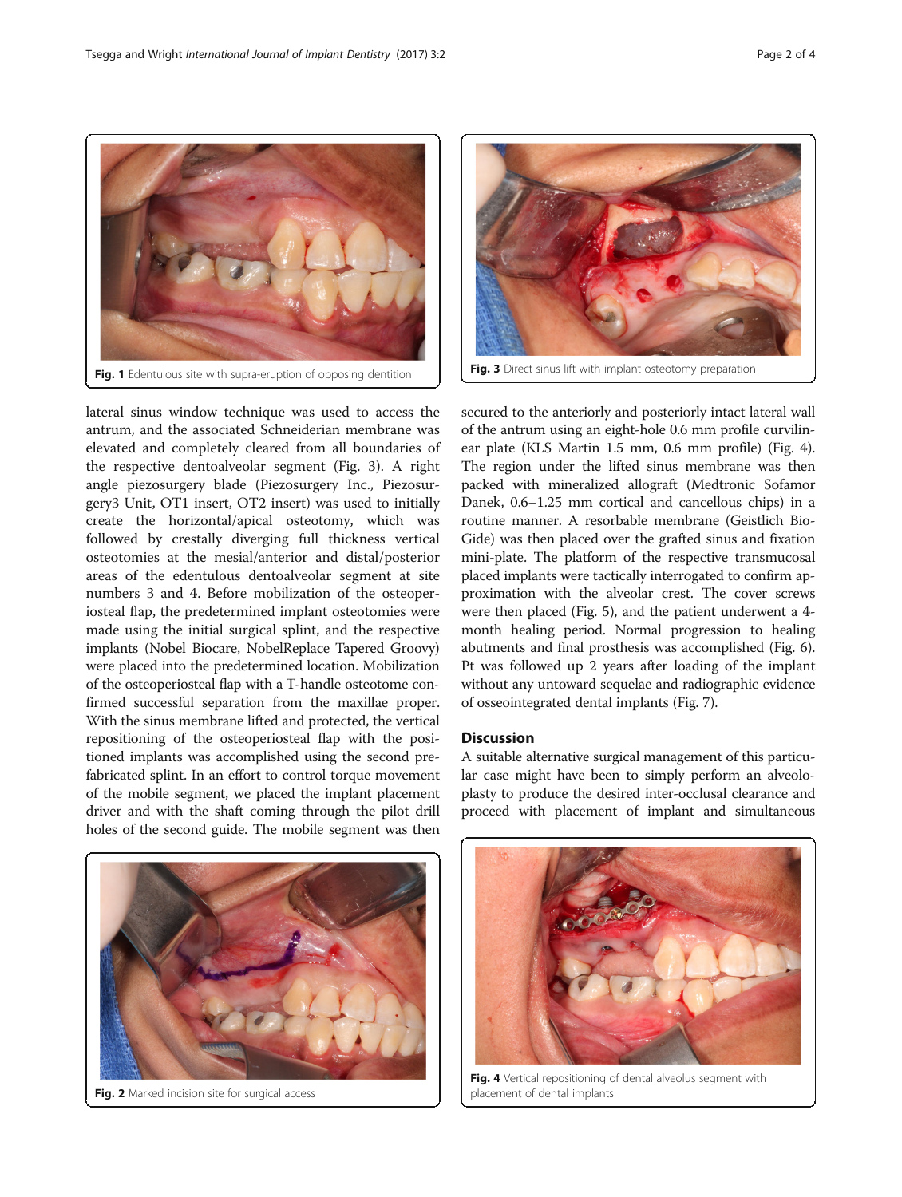Fig. 1 Edentulous site with supra-eruption of opposing dentition

Fig. 3 Direct sinus lift with implant osteotomy preparation

lateral sinus window technique was used to access the antrum, and the associated Schneiderian membrane was elevated and completely cleared from all boundaries of the respective dentoalveolar segment (Fig. 3). A right angle piezosurgery blade (Piezosurgery Inc., Piezosurgery3 Unit, OT1 insert, OT2 insert) was used to initially create the horizontal/apical osteotomy, which was followed by crestally diverging full thickness vertical osteotomies at the mesial/anterior and distal/posterior areas of the edentulous dentoalveolar segment at site numbers 3 and 4. Before mobilization of the osteoperiosteal flap, the predetermined implant osteotomies were made using the initial surgical splint, and the respective implants (Nobel Biocare, NobelReplace Tapered Groovy) were placed into the predetermined location. Mobilization of the osteoperiosteal flap with a T-handle osteotome confirmed successful separation from the maxillae proper. With the sinus membrane lifted and protected, the vertical repositioning of the osteoperiosteal flap with the positioned implants was accomplished using the second prefabricated splint. In an effort to control torque movement of the mobile segment, we placed the implant placement driver and with the shaft coming through the pilot drill holes of the second guide. The mobile segment was then secured to the anteriorly and posteriorly intact lateral wall of the antrum using an eight-hole 0.6 mm profile curvilinear plate (KLS Martin 1.5 mm, 0.6 mm profile) (Fig. 4). The region under the lifted sinus membrane was then packed with mineralized allograft (Medtronic Sofamor Danek, 0.6–1.25 mm cortical and cancellous chips) in a routine manner. A resorbable membrane (Geistlich Bio-Gide) was then placed over the grafted sinus and fixation mini-plate. The platform of the respective transmucosal placed implants were tactically interrogated to confirm approximation with the alveolar crest. The cover screws were then placed (Fig. 5), and the patient underwent a 4-month healing period. Normal progression to healing abutments and final prosthesis was accomplished (Fig. 6). Pt was followed up 2 years after loading of the implant without any untoward sequelae and radiographic evidence of osseointegrated dental implants (Fig. 7).

## Discussion

A suitable alternative surgical management of this particular case might have been to simply perform an alveoloplasty to produce the desired inter-occlusal clearance and proceed with placement of implant and simultaneous

Fig. 2 Marked incision site for surgical access

Fig. 4 Vertical repositioning of dental alveolus segment with placement of dental implants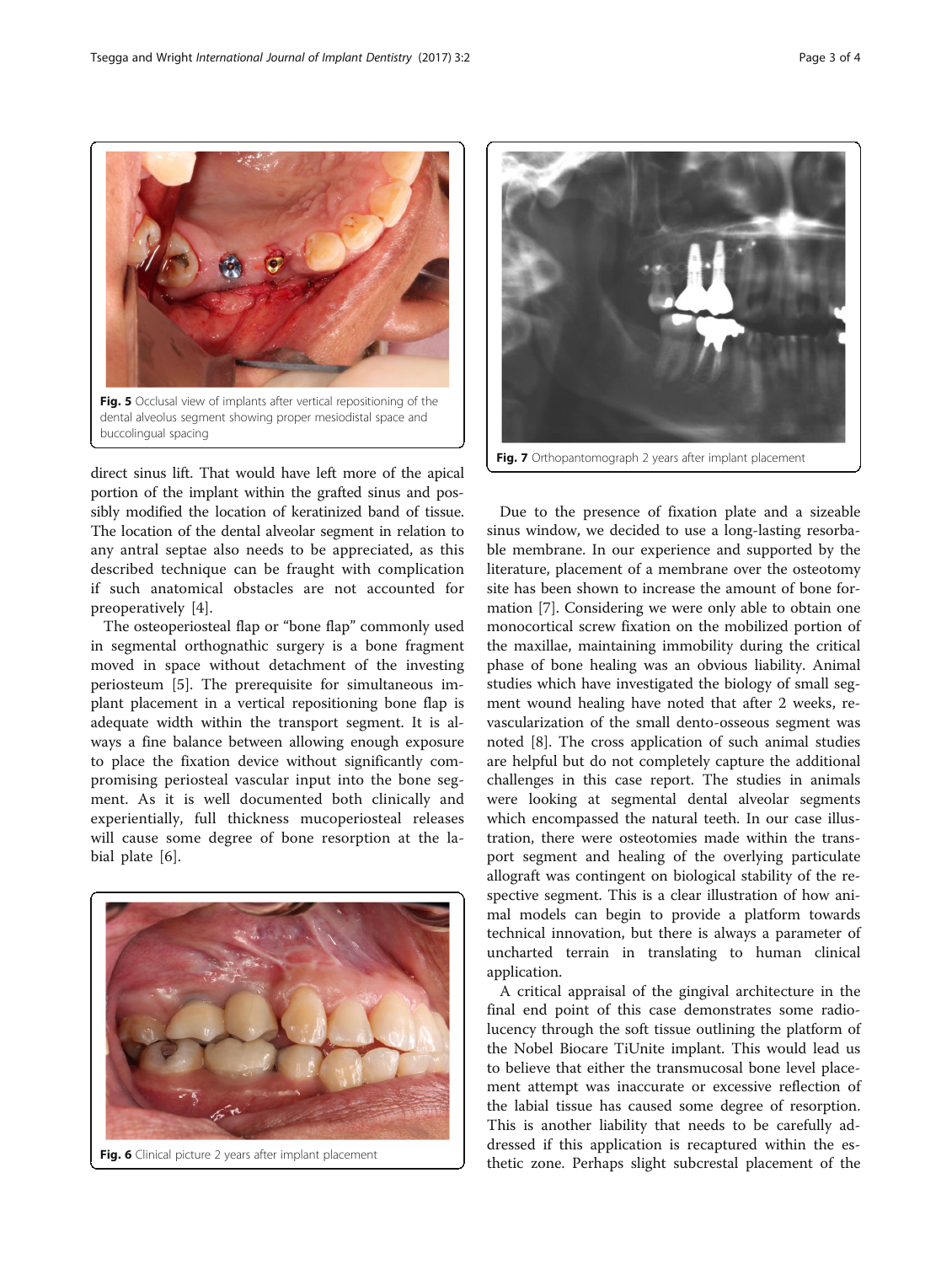Fig. 5 Occlusal view of implants after vertical repositioning of the dental alveolus segment showing proper mesiodistal space and buccolingual spacing

direct sinus lift. That would have left more of the apical portion of the implant within the grafted sinus and possibly modified the location of keratinized band of tissue. The location of the dental alveolar segment in relation to any antral septae also needs to be appreciated, as this described technique can be fraught with complication if such anatomical obstacles are not accounted for preoperatively [4].

The osteoperiosteal flap or "bone flap" commonly used in segmental orthognathic surgery is a bone fragment moved in space without detachment of the investing periosteum [5]. The prerequisite for simultaneous implant placement in a vertical repositioning bone flap is adequate width within the transport segment. It is always a fine balance between allowing enough exposure to place the fixation device without significantly compromising periosteal vascular input into the bone segment. As it is well documented both clinically and experientially, full thickness mucoperiosteal releases will cause some degree of bone resorption at the labial plate [6].

Fig. 6 Clinical picture 2 years after implant placement

Fig. 7 Orthopantomograph 2 years after implant placement

Due to the presence of fixation plate and a sizeable sinus window, we decided to use a long-lasting resorbable membrane. In our experience and supported by the literature, placement of a membrane over the osteotomy site has been shown to increase the amount of bone formation [7]. Considering we were only able to obtain one monocortical screw fixation on the mobilized portion of the maxillae, maintaining immobility during the critical phase of bone healing was an obvious liability. Animal studies which have investigated the biology of small segment wound healing have noted that after 2 weeks, revascularization of the small dento-osseous segment was noted [8]. The cross application of such animal studies are helpful but do not completely capture the additional challenges in this case report. The studies in animals were looking at segmental dental alveolar segments which encompassed the natural teeth. In our case illustration, there were osteotomies made within the transport segment and healing of the overlying particulate allograft was contingent on biological stability of the respective segment. This is a clear illustration of how animal models can begin to provide a platform towards technical innovation, but there is always a parameter of uncharted terrain in translating to human clinical application.

A critical appraisal of the gingival architecture in the final end point of this case demonstrates some radiolucency through the soft tissue outlining the platform of the Nobel Biocare TiUnite implant. This would lead us to believe that either the transmucosal bone level placement attempt was inaccurate or excessive reflection of the labial tissue has caused some degree of resorption. This is another liability that needs to be carefully addressed if this application is recaptured within the esthetic zone. Perhaps slight subcrestal placement of the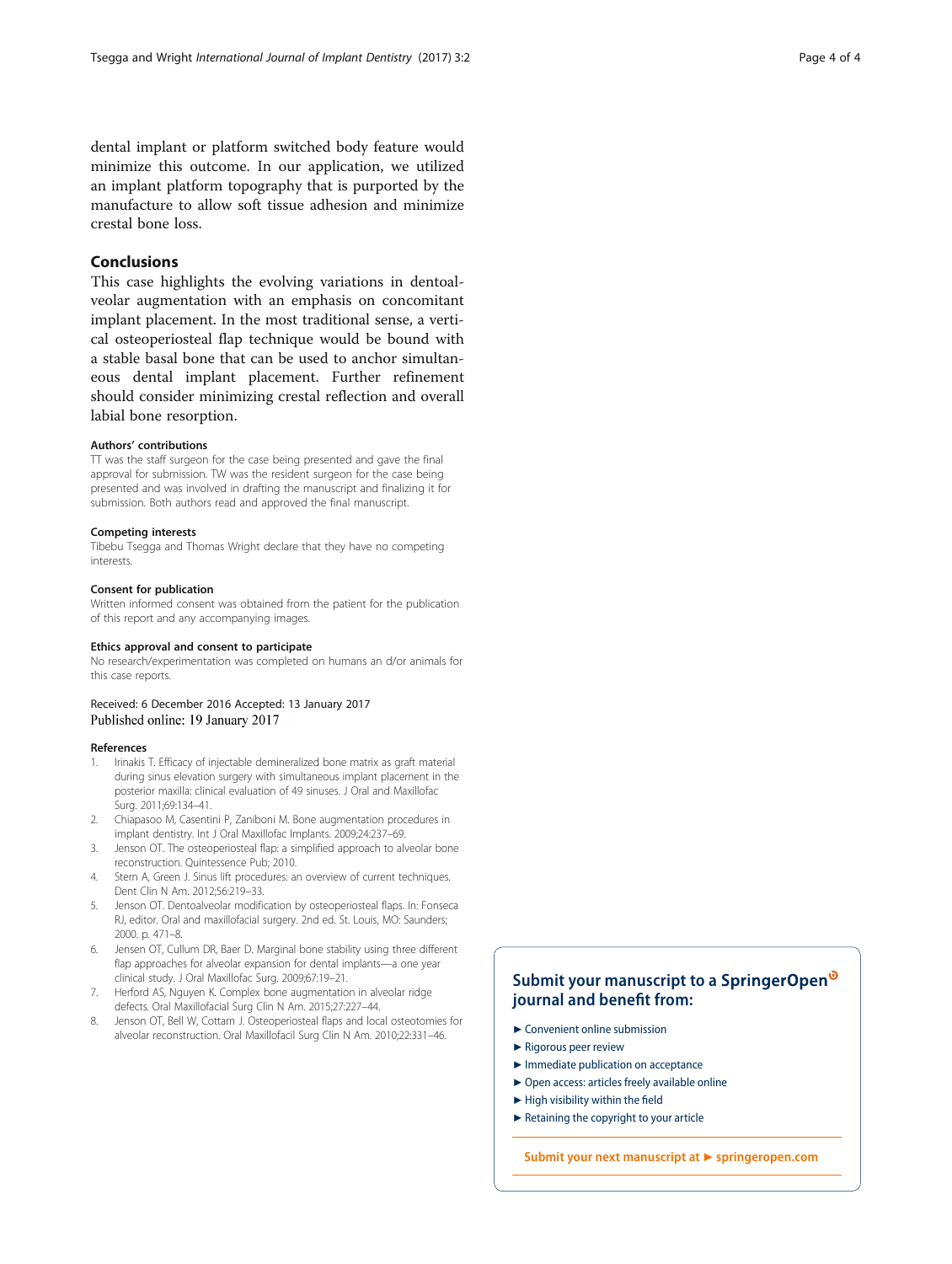dental implant or platform switched body feature would minimize this outcome. In our application, we utilized an implant platform topography that is purported by the manufacture to allow soft tissue adhesion and minimize crestal bone loss.

## Conclusions

This case highlights the evolving variations in dentoalveolar augmentation with an emphasis on concomitant implant placement. In the most traditional sense, a vertical osteoperiosteal flap technique would be bound with a stable basal bone that can be used to anchor simultaneous dental implant placement. Further refinement should consider minimizing crestal reflection and overall labial bone resorption.

#### Authors' contributions

TT was the staff surgeon for the case being presented and gave the final approval for submission. TW was the resident surgeon for the case being presented and was involved in drafting the manuscript and finalizing it for submission. Both authors read and approved the final manuscript.

#### Competing interests

Tibebu Tsegga and Thomas Wright declare that they have no competing interests.

#### Consent for publication

Written informed consent was obtained from the patient for the publication of this report and any accompanying images.

#### Ethics approval and consent to participate

No research/experimentation was completed on humans an d/or animals for this case reports.

Received: 6 December 2016 Accepted: 13 January 2017
Published online: 19 January 2017

#### References

1. Irinakis T. Efficacy of injectable demineralized bone matrix as graft material during sinus elevation surgery with simultaneous implant placement in the posterior maxilla: clinical evaluation of 49 sinuses. J Oral and Maxillofac Surg. 2011;69:134–41.
2. Chiapasoo M, Casentini P, Zaniboni M. Bone augmentation procedures in implant dentistry. Int J Oral Maxillofac Implants. 2009;24:237–69.
3. Jenson OT. The osteoperiosteal flap: a simplified approach to alveolar bone reconstruction. Quintessence Pub; 2010.
4. Stern A, Green J. Sinus lift procedures: an overview of current techniques. Dent Clin N Am. 2012;56:219–33.
5. Jenson OT. Dentoalveolar modification by osteoperiosteal flaps. In: Fonseca RJ, editor. Oral and maxillofacial surgery. 2nd ed. St. Louis, MO: Saunders; 2000. p. 471–8.
6. Jensen OT, Cullum DR, Baer D. Marginal bone stability using three different flap approaches for alveolar expansion for dental implants—a one year clinical study. J Oral Maxillofac Surg. 2009;67:19–21.
7. Herford AS, Nguyen K. Complex bone augmentation in alveolar ridge defects. Oral Maxillofacial Surg Clin N Am. 2015;27:227–44.
8. Jenson OT, Bell W, Cottam J. Osteoperiosteal flaps and local osteotomies for alveolar reconstruction. Oral Maxillofacil Surg Clin N Am. 2010;22:331–46.

**Submit your manuscript to a SpringerOpen journal and benefit from:**

- ► Convenient online submission
- ► Rigorous peer review
- ► Immediate publication on acceptance
- ► Open access: articles freely available online
- ► High visibility within the field
- ► Retaining the copyright to your article

**Submit your next manuscript at ► springeropen.com**